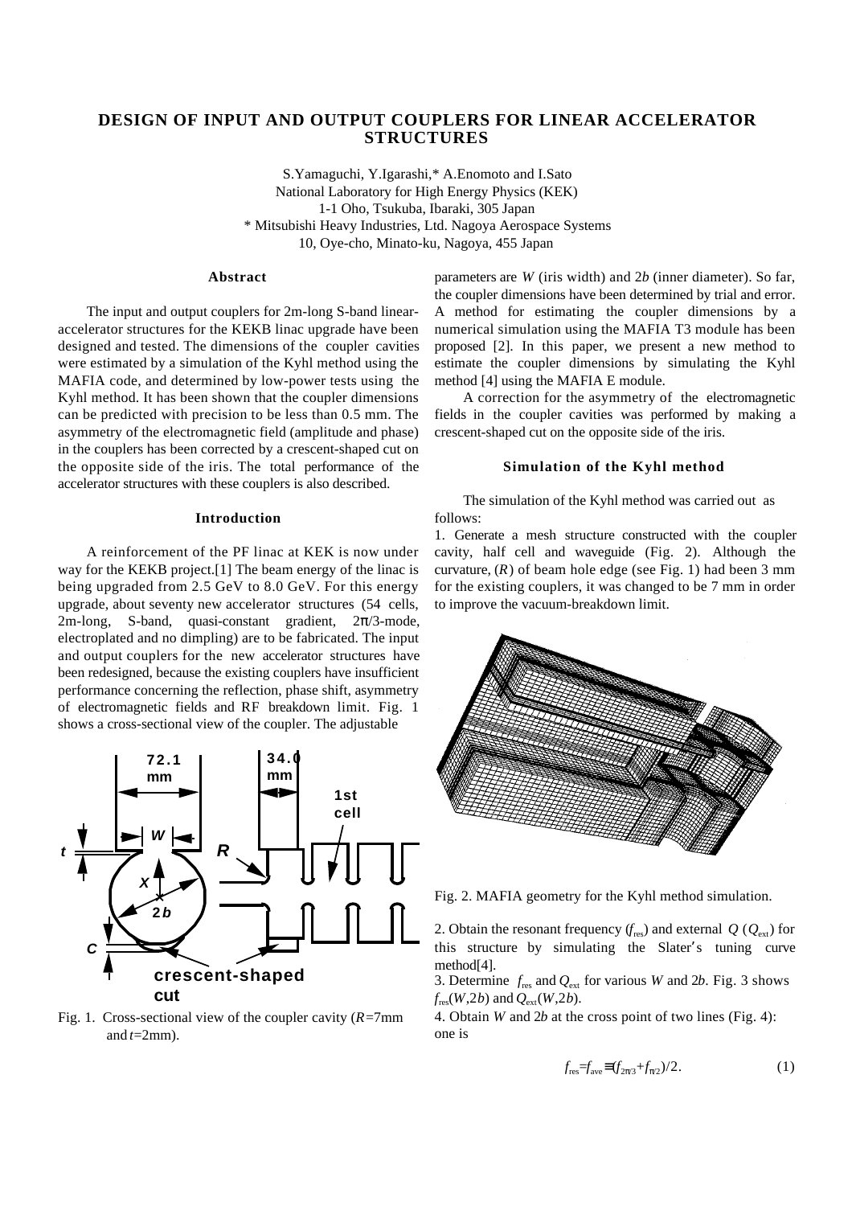# DESIGN OF INPUT AND OUTPUT COUPLERS FOR LINEAR ACCELERATOR STRUCTURES

S.Yamaguchi, Y.Igarashi,* A.Enomoto and I.Sato
National Laboratory for High Energy Physics (KEK)
1-1 Oho, Tsukuba, Ibaraki, 305 Japan
* Mitsubishi Heavy Industries, Ltd. Nagoya Aerospace Systems
10, Oye-cho, Minato-ku, Nagoya, 455 Japan

## Abstract

The input and output couplers for 2m-long S-band linear-accelerator structures for the KEKB linac upgrade have been designed and tested. The dimensions of the coupler cavities were estimated by a simulation of the Kyhl method using the MAFIA code, and determined by low-power tests using the Kyhl method. It has been shown that the coupler dimensions can be predicted with precision to be less than 0.5 mm. The asymmetry of the electromagnetic field (amplitude and phase) in the couplers has been corrected by a crescent-shaped cut on the opposite side of the iris. The total performance of the accelerator structures with these couplers is also described.

## Introduction

A reinforcement of the PF linac at KEK is now under way for the KEKB project.[1] The beam energy of the linac is being upgraded from 2.5 GeV to 8.0 GeV. For this energy upgrade, about seventy new accelerator structures (54 cells, 2m-long, S-band, quasi-constant gradient, $2\pi/3$-mode, electroplated and no dimpling) are to be fabricated. The input and output couplers for the new accelerator structures have been redesigned, because the existing couplers have insufficient performance concerning the reflection, phase shift, asymmetry of electromagnetic fields and RF breakdown limit. Fig. 1 shows a cross-sectional view of the coupler. The adjustable parameters are $W$ (iris width) and $2b$ (inner diameter). So far, the coupler dimensions have been determined by trial and error. A method for estimating the coupler dimensions by a numerical simulation using the MAFIA T3 module has been proposed [2]. In this paper, we present a new method to estimate the coupler dimensions by simulating the Kyhl method [4] using the MAFIA E module.

Fig. 1. Cross-sectional view of the coupler cavity ($R$=7mm and $t$=2mm).

A correction for the asymmetry of the electromagnetic fields in the coupler cavities was performed by making a crescent-shaped cut on the opposite side of the iris.

## Simulation of the Kyhl method

The simulation of the Kyhl method was carried out as follows:

1. Generate a mesh structure constructed with the coupler cavity, half cell and waveguide (Fig. 2). Although the curvature, ($R$) of beam hole edge (see Fig. 1) had been 3 mm for the existing couplers, it was changed to be 7 mm in order to improve the vacuum-breakdown limit.

Fig. 2. MAFIA geometry for the Kyhl method simulation.

2. Obtain the resonant frequency ($f_{res}$) and external $Q$ ($Q_{ext}$) for this structure by simulating the Slater's tuning curve method[4].
3. Determine $f_{res}$ and $Q_{ext}$ for various $W$ and $2b$. Fig. 3 shows $f_{res}(W,2b)$ and $Q_{ext}(W,2b)$.
4. Obtain $W$ and $2b$ at the cross point of two lines (Fig. 4): one is

$$f_{res}=f_{ave}\equiv(f_{2\pi/3}+f_{\pi/2})/2. \quad (1)$$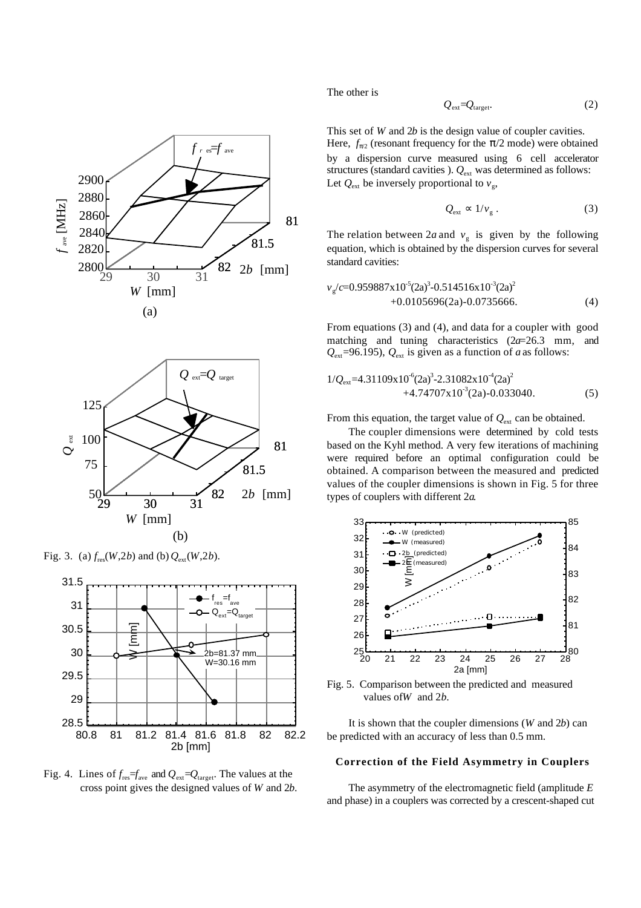Fig. 3. (a) $f_{res}(W,2b)$ and (b) $Q_{ext}(W,2b)$.

Fig. 4. Lines of $f_{res}$=$f_{ave}$ and $Q_{ext}$=$Q_{target}$. The values at the cross point gives the designed values of $W$ and 2$b$.

The other is

$$Q_{ext}=Q_{target}. \qquad (2)$$

This set of $W$ and 2$b$ is the design value of coupler cavities. Here, $f_{\pi/2}$ (resonant frequency for the $\pi$/2 mode) were obtained by a dispersion curve measured using 6 cell accelerator structures (standard cavities ). $Q_{ext}$ was determined as follows: Let $Q_{ext}$ be inversely proportional to $v_g$,

$$Q_{ext} \propto 1/v_g . \qquad (3)$$

The relation between 2$a$ and $v_g$ is given by the following equation, which is obtained by the dispersion curves for several standard cavities:

$$v_g/c=0.959887\times10^{-5}(2a)^3-0.514516\times10^{-3}(2a)^2 +0.0105696(2a)-0.0735666. \qquad (4)$$

From equations (3) and (4), and data for a coupler with good matching and tuning characteristics (2$a$=26.3 mm, and $Q_{ext}$=96.195), $Q_{ext}$ is given as a function of $a$ as follows:

$$1/Q_{ext}=4.31109\times10^{-6}(2a)^3-2.31082\times10^{-4}(2a)^2 +4.74707\times10^{-3}(2a)-0.033040. \qquad (5)$$

From this equation, the target value of $Q_{ext}$ can be obtained.

The coupler dimensions were determined by cold tests based on the Kyhl method. A very few iterations of machining were required before an optimal configuration could be obtained. A comparison between the measured and predicted values of the coupler dimensions is shown in Fig. 5 for three types of couplers with different 2$a$.

Fig. 5. Comparison between the predicted and measured values of $W$ and 2$b$.

It is shown that the coupler dimensions ($W$ and 2$b$) can be predicted with an accuracy of less than 0.5 mm.

## Correction of the Field Asymmetry in Couplers

The asymmetry of the electromagnetic field (amplitude $E$ and phase) in a couplers was corrected by a crescent-shaped cut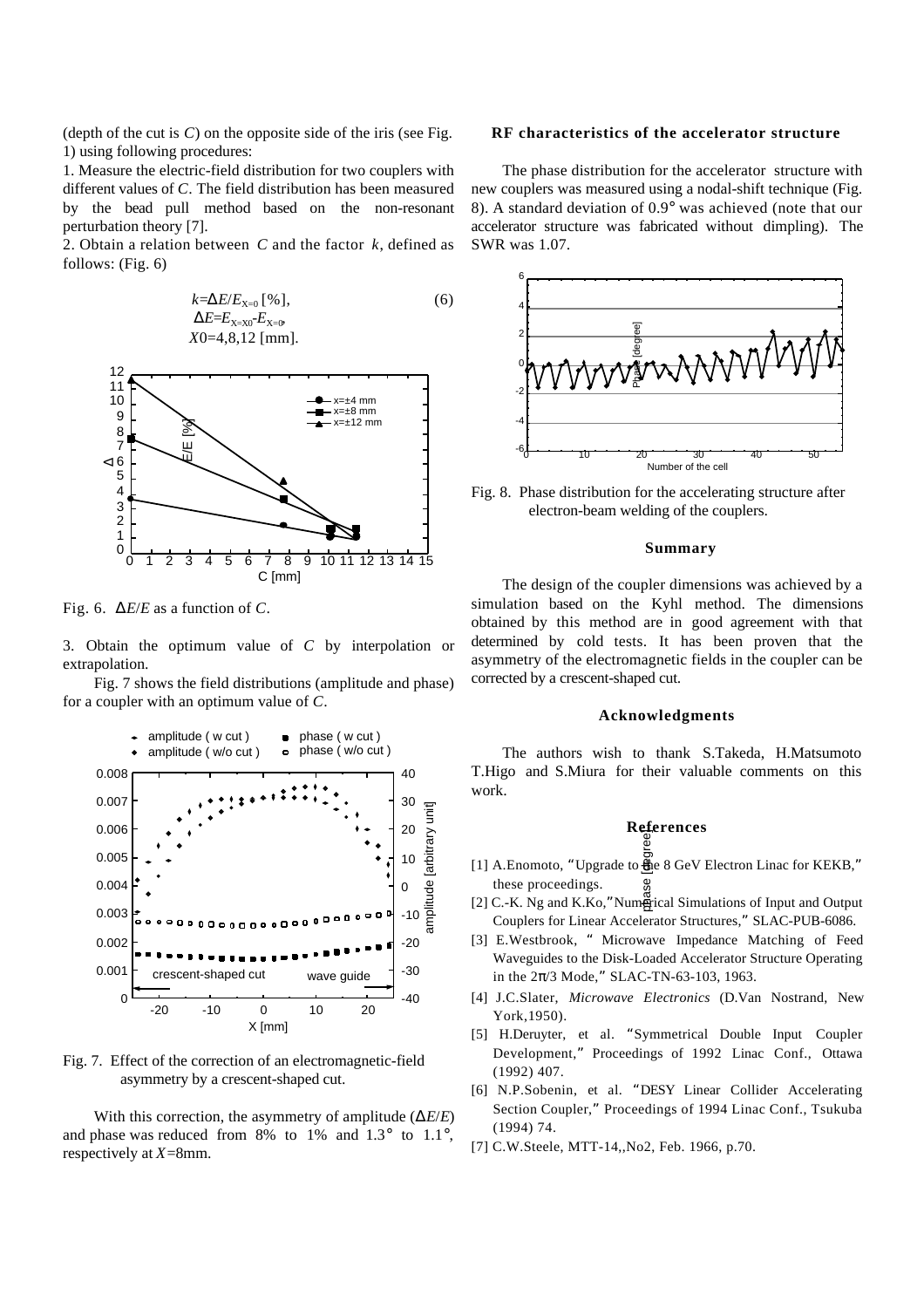(depth of the cut is $C$) on the opposite side of the iris (see Fig. 1) using following procedures:

1. Measure the electric-field distribution for two couplers with different values of $C$. The field distribution has been measured by the bead pull method based on the non-resonant perturbation theory [7].
2. Obtain a relation between $C$ and the factor $k$, defined as follows: (Fig. 6)

$$k=\Delta E/E_{X=0}\ [\%], \qquad (6)$$
$$\Delta E=E_{X=X0}-E_{X=0},$$
$$X0=4,8,12\ [\text{mm}].$$

12
11
10
9
8
7
Δ6
5
4
3
2
1
0
0 1 2 3 4 5 6 7 8 9 10 11 12 13 14 15
C [mm]
E/E [%]
x=±4 mm
x=±8 mm
x=±12 mm

Fig. 6. $\Delta E/E$ as a function of $C$.

3. Obtain the optimum value of $C$ by interpolation or extrapolation.

Fig. 7 shows the field distributions (amplitude and phase) for a coupler with an optimum value of $C$.

amplitude ( w cut )
amplitude ( w/o cut )
phase ( w cut )
phase ( w/o cut )
0.008
0.007
0.006
0.005
0.004
0.003
0.002
0.001
0
40
30
20
10
0
-10
-20
-30
-40
amplitude [arbitrary unit]
phase [degree]
crescent-shaped cut
wave guide
-20 -10 0 10 20
X [mm]

Fig. 7. Effect of the correction of an electromagnetic-field asymmetry by a crescent-shaped cut.

With this correction, the asymmetry of amplitude ($\Delta E/E$) and phase was reduced from 8% to 1% and 1.3° to 1.1°, respectively at $X$=8mm.

## RF characteristics of the accelerator structure

The phase distribution for the accelerator structure with new couplers was measured using a nodal-shift technique (Fig. 8). A standard deviation of 0.9° was achieved (note that our accelerator structure was fabricated without dimpling). The SWR was 1.07.

6
4
2
0
-2
-4
-6
Phase [degree]
0 10 20 30 40 50
Number of the cell

Fig. 8. Phase distribution for the accelerating structure after electron-beam welding of the couplers.

## Summary

The design of the coupler dimensions was achieved by a simulation based on the Kyhl method. The dimensions obtained by this method are in good agreement with that determined by cold tests. It has been proven that the asymmetry of the electromagnetic fields in the coupler can be corrected by a crescent-shaped cut.

## Acknowledgments

The authors wish to thank S.Takeda, H.Matsumoto T.Higo and S.Miura for their valuable comments on this work.

## References

[1] A.Enomoto, "Upgrade to the 8 GeV Electron Linac for KEKB," these proceedings.

[2] C.-K. Ng and K.Ko,"Numerical Simulations of Input and Output Couplers for Linear Accelerator Structures," SLAC-PUB-6086.

[3] E.Westbrook, " Microwave Impedance Matching of Feed Waveguides to the Disk-Loaded Accelerator Structure Operating in the 2π/3 Mode," SLAC-TN-63-103, 1963.

[4] J.C.Slater, *Microwave Electronics* (D.Van Nostrand, New York,1950).

[5] H.Deruyter, et al. "Symmetrical Double Input Coupler Development," Proceedings of 1992 Linac Conf., Ottawa (1992) 407.

[6] N.P.Sobenin, et al. "DESY Linear Collider Accelerating Section Coupler," Proceedings of 1994 Linac Conf., Tsukuba (1994) 74.

[7] C.W.Steele, MTT-14,,No2, Feb. 1966, p.70.